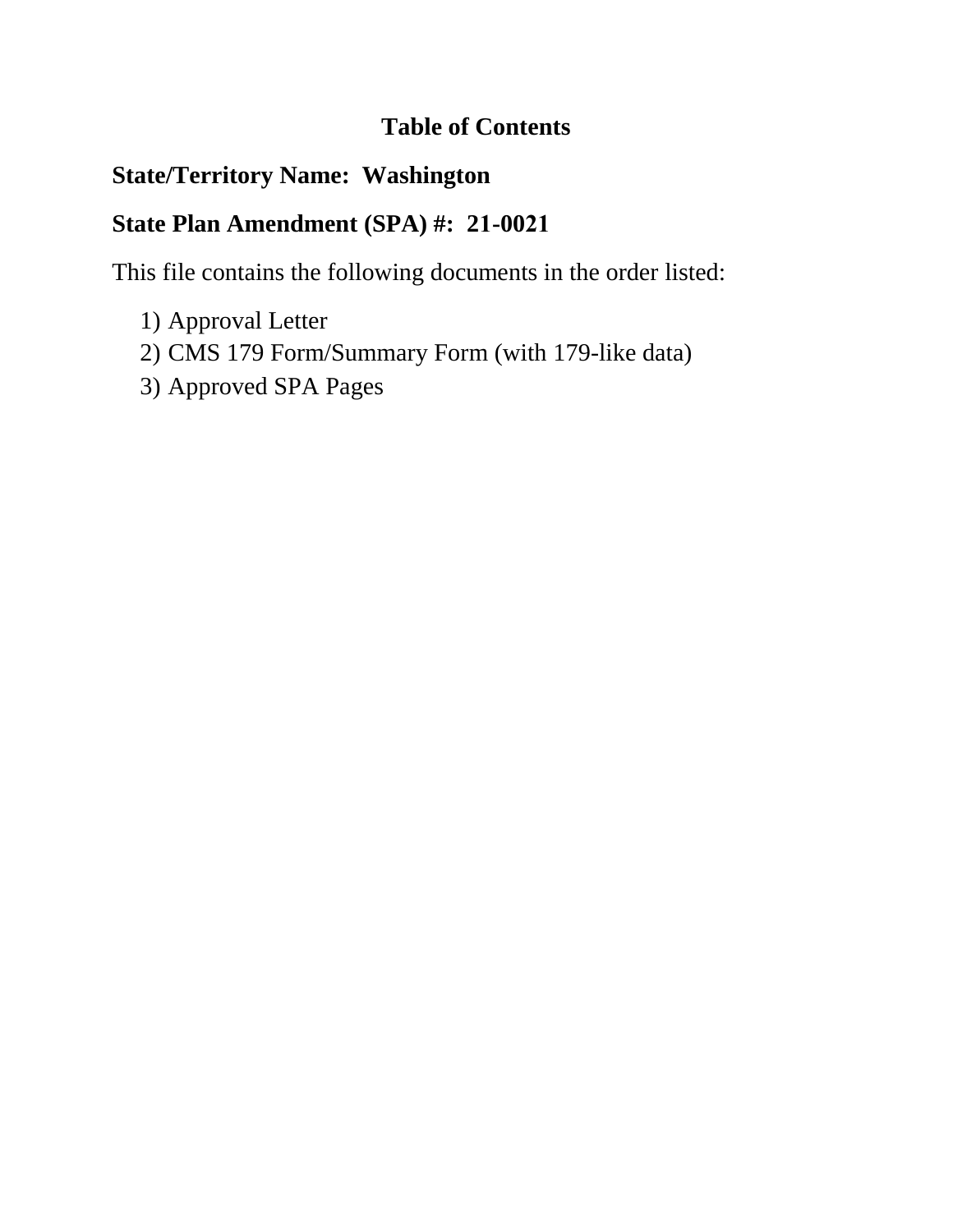# Table of Contents

**State/Territory Name: Washington**

**State Plan Amendment (SPA) #: 21-0021**

This file contains the following documents in the order listed:

1) Approval Letter
2) CMS 179 Form/Summary Form (with 179-like data)
3) Approved SPA Pages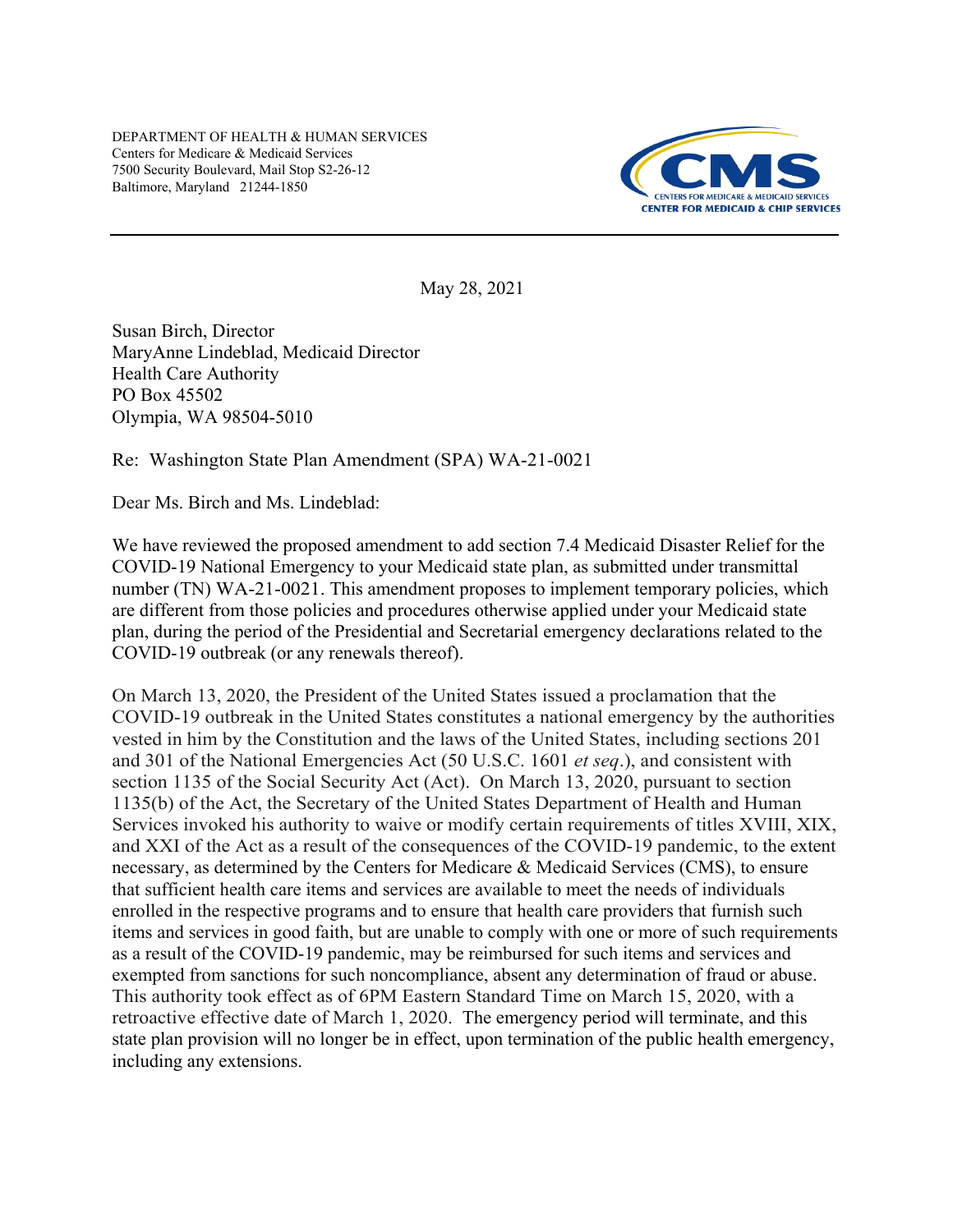DEPARTMENT OF HEALTH & HUMAN SERVICES
Centers for Medicare & Medicaid Services
7500 Security Boulevard, Mail Stop S2-26-12
Baltimore, Maryland 21244-1850

CMS
CENTERS FOR MEDICARE & MEDICAID SERVICES
CENTER FOR MEDICAID & CHIP SERVICES

May 28, 2021

Susan Birch, Director
MaryAnne Lindeblad, Medicaid Director
Health Care Authority
PO Box 45502
Olympia, WA 98504-5010

Re: Washington State Plan Amendment (SPA) WA-21-0021

Dear Ms. Birch and Ms. Lindeblad:

We have reviewed the proposed amendment to add section 7.4 Medicaid Disaster Relief for the COVID-19 National Emergency to your Medicaid state plan, as submitted under transmittal number (TN) WA-21-0021. This amendment proposes to implement temporary policies, which are different from those policies and procedures otherwise applied under your Medicaid state plan, during the period of the Presidential and Secretarial emergency declarations related to the COVID-19 outbreak (or any renewals thereof).

On March 13, 2020, the President of the United States issued a proclamation that the COVID-19 outbreak in the United States constitutes a national emergency by the authorities vested in him by the Constitution and the laws of the United States, including sections 201 and 301 of the National Emergencies Act (50 U.S.C. 1601 *et seq*.), and consistent with section 1135 of the Social Security Act (Act). On March 13, 2020, pursuant to section 1135(b) of the Act, the Secretary of the United States Department of Health and Human Services invoked his authority to waive or modify certain requirements of titles XVIII, XIX, and XXI of the Act as a result of the consequences of the COVID-19 pandemic, to the extent necessary, as determined by the Centers for Medicare & Medicaid Services (CMS), to ensure that sufficient health care items and services are available to meet the needs of individuals enrolled in the respective programs and to ensure that health care providers that furnish such items and services in good faith, but are unable to comply with one or more of such requirements as a result of the COVID-19 pandemic, may be reimbursed for such items and services and exempted from sanctions for such noncompliance, absent any determination of fraud or abuse. This authority took effect as of 6PM Eastern Standard Time on March 15, 2020, with a retroactive effective date of March 1, 2020. The emergency period will terminate, and this state plan provision will no longer be in effect, upon termination of the public health emergency, including any extensions.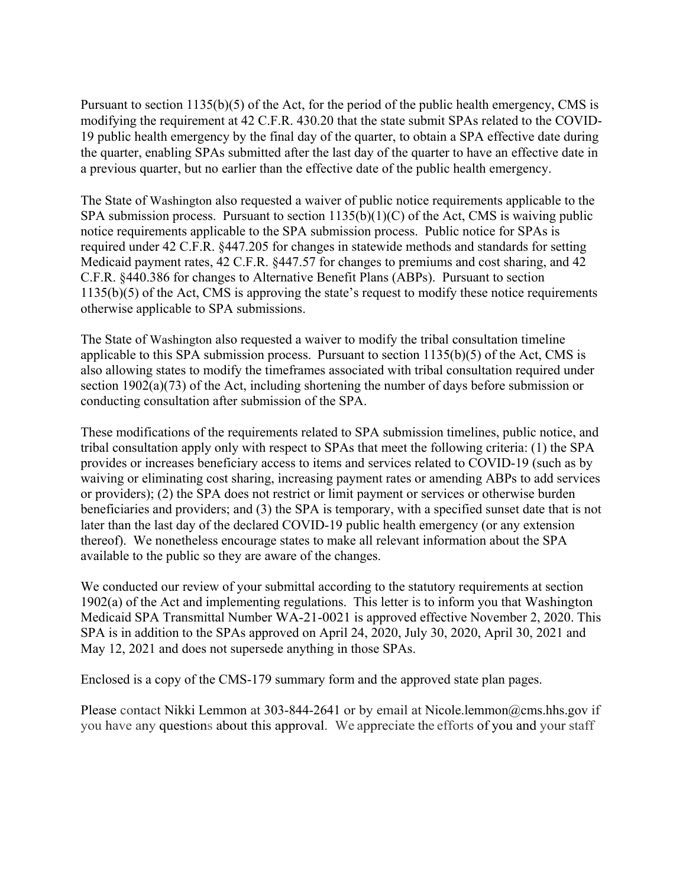Pursuant to section 1135(b)(5) of the Act, for the period of the public health emergency, CMS is modifying the requirement at 42 C.F.R. 430.20 that the state submit SPAs related to the COVID-19 public health emergency by the final day of the quarter, to obtain a SPA effective date during the quarter, enabling SPAs submitted after the last day of the quarter to have an effective date in a previous quarter, but no earlier than the effective date of the public health emergency.

The State of Washington also requested a waiver of public notice requirements applicable to the SPA submission process. Pursuant to section 1135(b)(1)(C) of the Act, CMS is waiving public notice requirements applicable to the SPA submission process. Public notice for SPAs is required under 42 C.F.R. §447.205 for changes in statewide methods and standards for setting Medicaid payment rates, 42 C.F.R. §447.57 for changes to premiums and cost sharing, and 42 C.F.R. §440.386 for changes to Alternative Benefit Plans (ABPs). Pursuant to section 1135(b)(5) of the Act, CMS is approving the state's request to modify these notice requirements otherwise applicable to SPA submissions.

The State of Washington also requested a waiver to modify the tribal consultation timeline applicable to this SPA submission process. Pursuant to section 1135(b)(5) of the Act, CMS is also allowing states to modify the timeframes associated with tribal consultation required under section 1902(a)(73) of the Act, including shortening the number of days before submission or conducting consultation after submission of the SPA.

These modifications of the requirements related to SPA submission timelines, public notice, and tribal consultation apply only with respect to SPAs that meet the following criteria: (1) the SPA provides or increases beneficiary access to items and services related to COVID-19 (such as by waiving or eliminating cost sharing, increasing payment rates or amending ABPs to add services or providers); (2) the SPA does not restrict or limit payment or services or otherwise burden beneficiaries and providers; and (3) the SPA is temporary, with a specified sunset date that is not later than the last day of the declared COVID-19 public health emergency (or any extension thereof). We nonetheless encourage states to make all relevant information about the SPA available to the public so they are aware of the changes.

We conducted our review of your submittal according to the statutory requirements at section 1902(a) of the Act and implementing regulations. This letter is to inform you that Washington Medicaid SPA Transmittal Number WA-21-0021 is approved effective November 2, 2020. This SPA is in addition to the SPAs approved on April 24, 2020, July 30, 2020, April 30, 2021 and May 12, 2021 and does not supersede anything in those SPAs.

Enclosed is a copy of the CMS-179 summary form and the approved state plan pages.

Please contact Nikki Lemmon at 303-844-2641 or by email at Nicole.lemmon@cms.hhs.gov if you have any questions about this approval. We appreciate the efforts of you and your staff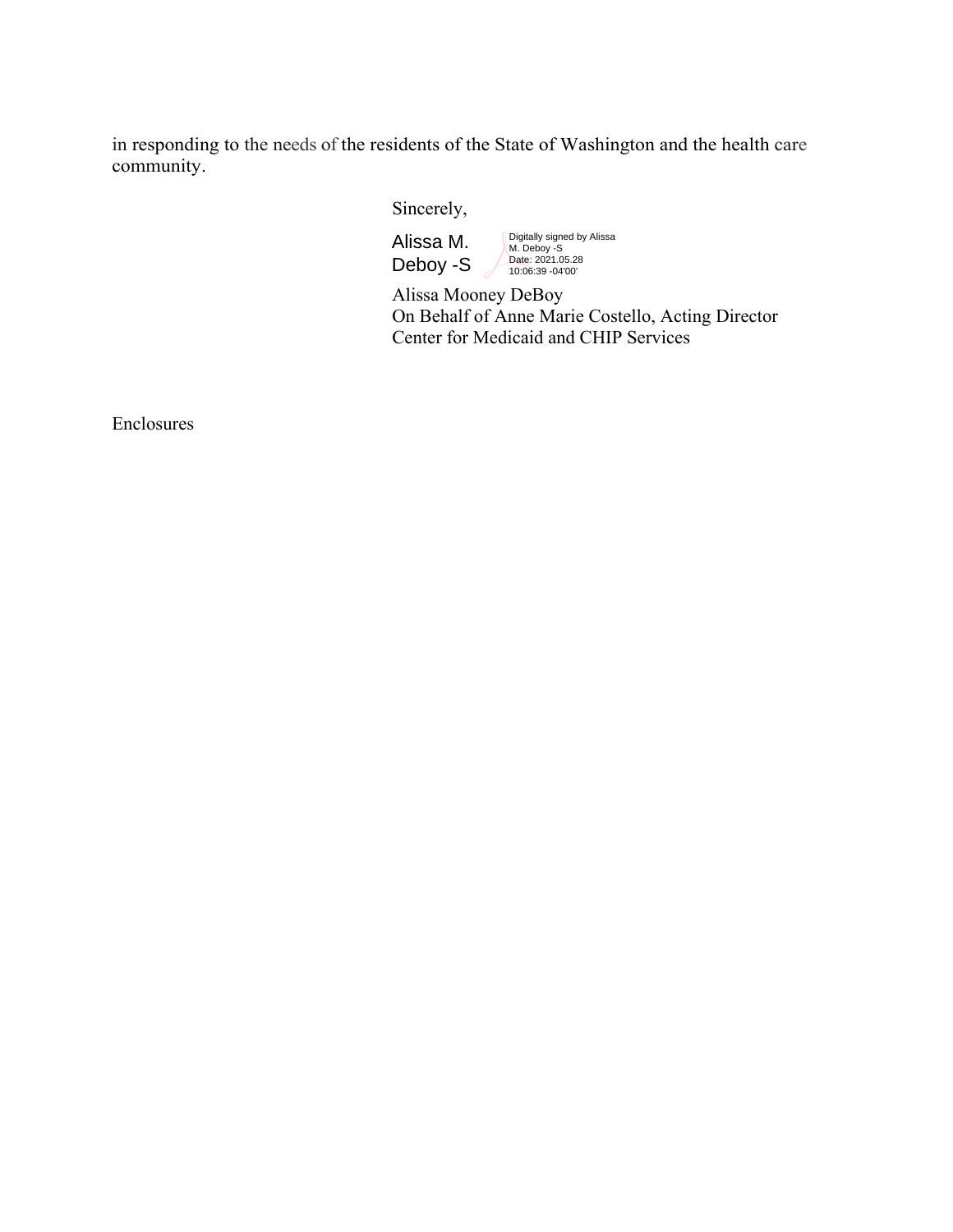in responding to the needs of the residents of the State of Washington and the health care community.

Sincerely,

Alissa M. Deboy -S

Digitally signed by Alissa M. Deboy -S
Date: 2021.05.28 10:06:39 -04'00'

Alissa Mooney DeBoy
On Behalf of Anne Marie Costello, Acting Director
Center for Medicaid and CHIP Services

Enclosures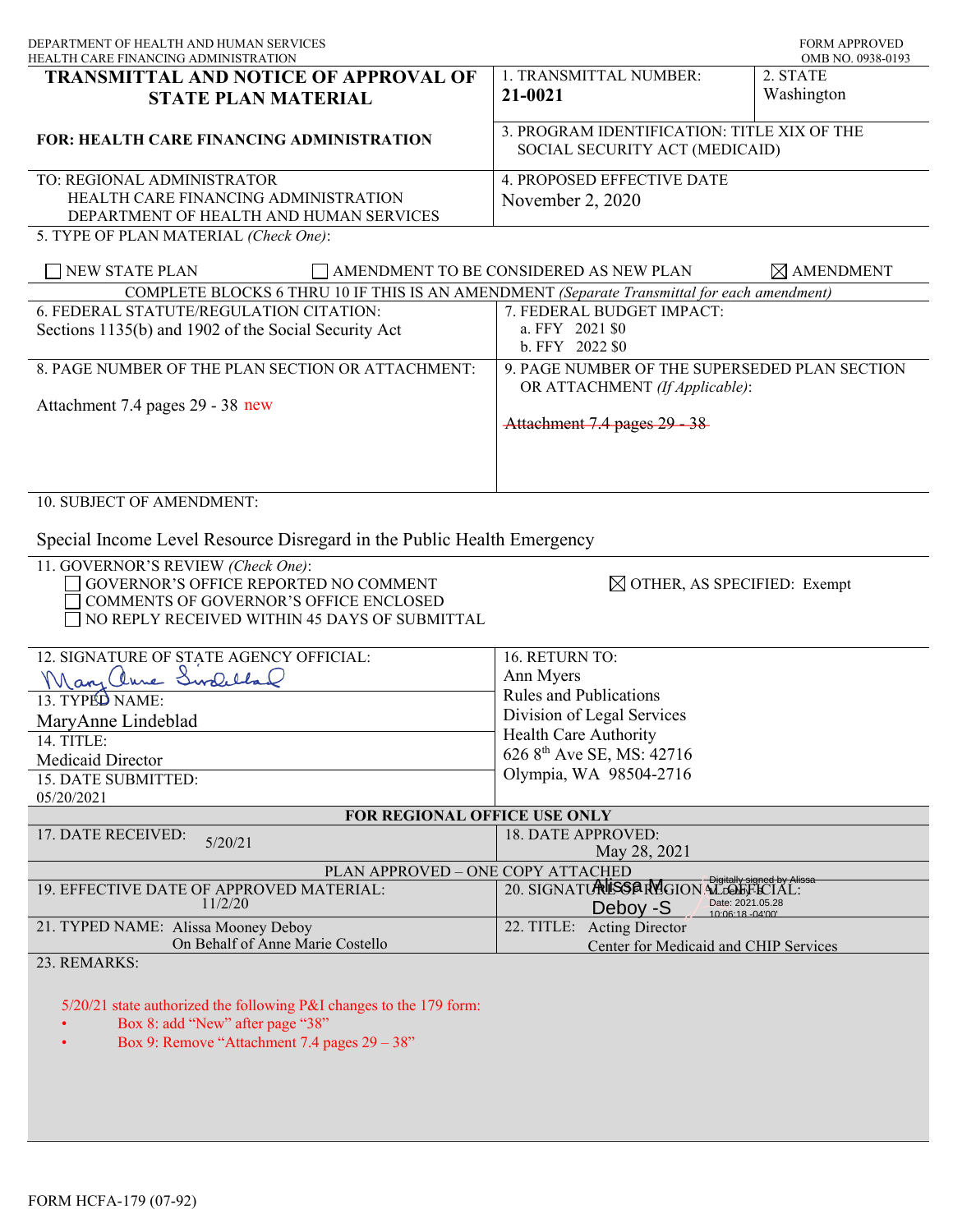DEPARTMENT OF HEALTH AND HUMAN SERVICES
HEALTH CARE FINANCING ADMINISTRATION

FORM APPROVED
OMB NO. 0938-0193

# TRANSMITTAL AND NOTICE OF APPROVAL OF STATE PLAN MATERIAL

**FOR: HEALTH CARE FINANCING ADMINISTRATION**

1. TRANSMITTAL NUMBER: **21-0021**

2. STATE: Washington

3. PROGRAM IDENTIFICATION: TITLE XIX OF THE SOCIAL SECURITY ACT (MEDICAID)

TO: REGIONAL ADMINISTRATOR
HEALTH CARE FINANCING ADMINISTRATION
DEPARTMENT OF HEALTH AND HUMAN SERVICES

4. PROPOSED EFFECTIVE DATE: November 2, 2020

5. TYPE OF PLAN MATERIAL *(Check One)*:

☐ NEW STATE PLAN ☐ AMENDMENT TO BE CONSIDERED AS NEW PLAN ☒ AMENDMENT

COMPLETE BLOCKS 6 THRU 10 IF THIS IS AN AMENDMENT *(Separate Transmittal for each amendment)*

6. FEDERAL STATUTE/REGULATION CITATION:
Sections 1135(b) and 1902 of the Social Security Act

7. FEDERAL BUDGET IMPACT:
a. FFY 2021 $0
b. FFY 2022 $0

8. PAGE NUMBER OF THE PLAN SECTION OR ATTACHMENT:
Attachment 7.4 pages 29 - 38 new

9. PAGE NUMBER OF THE SUPERSEDED PLAN SECTION OR ATTACHMENT *(If Applicable)*:
~~Attachment 7.4 pages 29 - 38~~

10. SUBJECT OF AMENDMENT:

Special Income Level Resource Disregard in the Public Health Emergency

11. GOVERNOR'S REVIEW *(Check One)*:
☐ GOVERNOR'S OFFICE REPORTED NO COMMENT
☐ COMMENTS OF GOVERNOR'S OFFICE ENCLOSED
☐ NO REPLY RECEIVED WITHIN 45 DAYS OF SUBMITTAL
☒ OTHER, AS SPECIFIED: Exempt

12. SIGNATURE OF STATE AGENCY OFFICIAL: MaryAnne Lindeblad

13. TYPED NAME: MaryAnne Lindeblad

14. TITLE: Medicaid Director

15. DATE SUBMITTED: 05/20/2021

16. RETURN TO:
Ann Myers
Rules and Publications
Division of Legal Services
Health Care Authority
626 8th Ave SE, MS: 42716
Olympia, WA 98504-2716

**FOR REGIONAL OFFICE USE ONLY**

17. DATE RECEIVED: 5/20/21

18. DATE APPROVED: May 28, 2021

PLAN APPROVED – ONE COPY ATTACHED

19. EFFECTIVE DATE OF APPROVED MATERIAL: 11/2/20

20. SIGNATURE OF REGIONAL OFFICIAL: Alissa M Deboy -S (Digitally signed by Alissa M. Deboy -S, Date: 2021.05.28 10:06:18 -04'00')

21. TYPED NAME: Alissa Mooney Deboy
On Behalf of Anne Marie Costello

22. TITLE: Acting Director
Center for Medicaid and CHIP Services

23. REMARKS:

5/20/21 state authorized the following P&I changes to the 179 form:

- Box 8: add "New" after page "38"
- Box 9: Remove "Attachment 7.4 pages 29 – 38"

FORM HCFA-179 (07-92)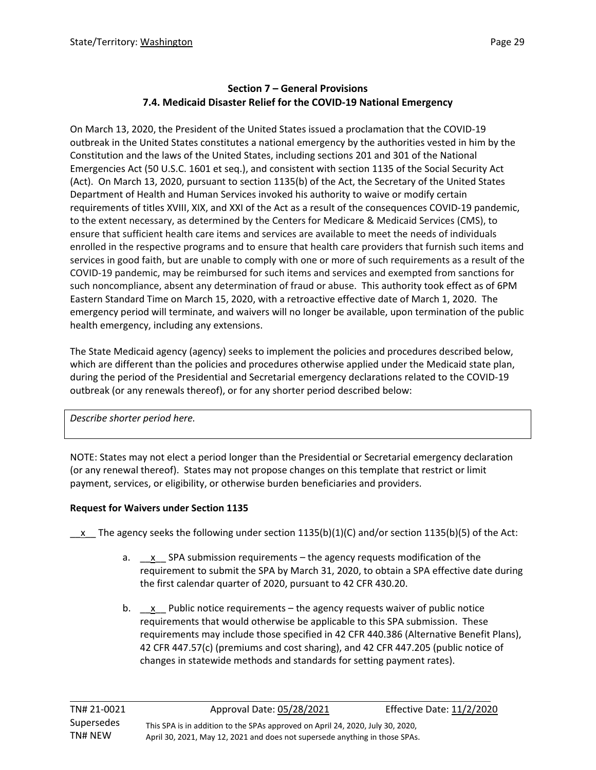State/Territory: Washington

### Section 7 – General Provisions
### 7.4. Medicaid Disaster Relief for the COVID-19 National Emergency

On March 13, 2020, the President of the United States issued a proclamation that the COVID-19 outbreak in the United States constitutes a national emergency by the authorities vested in him by the Constitution and the laws of the United States, including sections 201 and 301 of the National Emergencies Act (50 U.S.C. 1601 et seq.), and consistent with section 1135 of the Social Security Act (Act). On March 13, 2020, pursuant to section 1135(b) of the Act, the Secretary of the United States Department of Health and Human Services invoked his authority to waive or modify certain requirements of titles XVIII, XIX, and XXI of the Act as a result of the consequences COVID-19 pandemic, to the extent necessary, as determined by the Centers for Medicare & Medicaid Services (CMS), to ensure that sufficient health care items and services are available to meet the needs of individuals enrolled in the respective programs and to ensure that health care providers that furnish such items and services in good faith, but are unable to comply with one or more of such requirements as a result of the COVID-19 pandemic, may be reimbursed for such items and services and exempted from sanctions for such noncompliance, absent any determination of fraud or abuse. This authority took effect as of 6PM Eastern Standard Time on March 15, 2020, with a retroactive effective date of March 1, 2020. The emergency period will terminate, and waivers will no longer be available, upon termination of the public health emergency, including any extensions.

The State Medicaid agency (agency) seeks to implement the policies and procedures described below, which are different than the policies and procedures otherwise applied under the Medicaid state plan, during the period of the Presidential and Secretarial emergency declarations related to the COVID-19 outbreak (or any renewals thereof), or for any shorter period described below:

| *Describe shorter period here.* |
|---|

NOTE: States may not elect a period longer than the Presidential or Secretarial emergency declaration (or any renewal thereof). States may not propose changes on this template that restrict or limit payment, services, or eligibility, or otherwise burden beneficiaries and providers.

**Request for Waivers under Section 1135**

__x__ The agency seeks the following under section 1135(b)(1)(C) and/or section 1135(b)(5) of the Act:

a. __x__ SPA submission requirements – the agency requests modification of the requirement to submit the SPA by March 31, 2020, to obtain a SPA effective date during the first calendar quarter of 2020, pursuant to 42 CFR 430.20.

b. __x__ Public notice requirements – the agency requests waiver of public notice requirements that would otherwise be applicable to this SPA submission. These requirements may include those specified in 42 CFR 440.386 (Alternative Benefit Plans), 42 CFR 447.57(c) (premiums and cost sharing), and 42 CFR 447.205 (public notice of changes in statewide methods and standards for setting payment rates).

TN# 21-0021 Approval Date: 05/28/2021 Effective Date: 11/2/2020
Supersedes TN# NEW

This SPA is in addition to the SPAs approved on April 24, 2020, July 30, 2020, April 30, 2021, May 12, 2021 and does not supersede anything in those SPAs.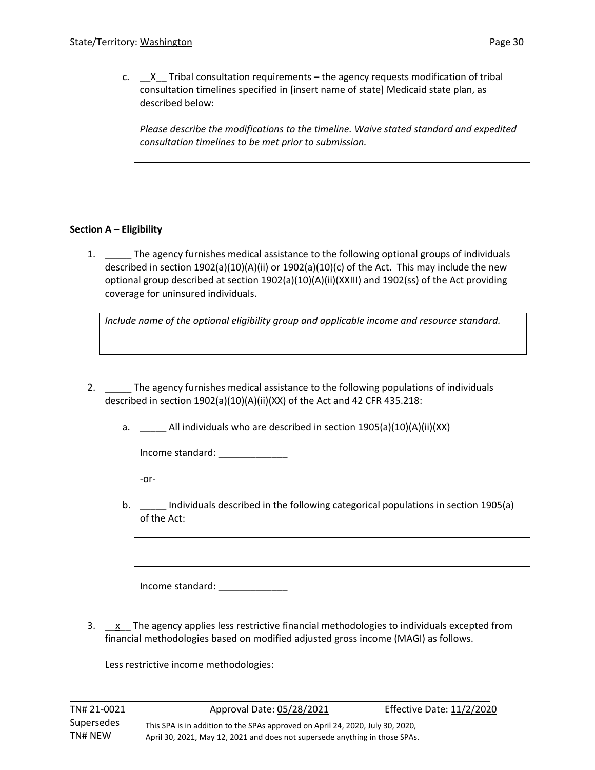c. \_\_X\_\_ Tribal consultation requirements – the agency requests modification of tribal consultation timelines specified in [insert name of state] Medicaid state plan, as described below:

> *Please describe the modifications to the timeline. Waive stated standard and expedited consultation timelines to be met prior to submission.*

**Section A – Eligibility**

1. \_\_\_\_\_ The agency furnishes medical assistance to the following optional groups of individuals described in section 1902(a)(10)(A)(ii) or 1902(a)(10)(c) of the Act. This may include the new optional group described at section 1902(a)(10)(A)(ii)(XXIII) and 1902(ss) of the Act providing coverage for uninsured individuals.

> *Include name of the optional eligibility group and applicable income and resource standard.*

2. \_\_\_\_\_ The agency furnishes medical assistance to the following populations of individuals described in section 1902(a)(10)(A)(ii)(XX) of the Act and 42 CFR 435.218:

   a. \_\_\_\_\_ All individuals who are described in section 1905(a)(10)(A)(ii)(XX)

   Income standard: \_\_\_\_\_\_\_\_\_\_\_\_\_

   -or-

   b. \_\_\_\_\_ Individuals described in the following categorical populations in section 1905(a) of the Act:

   Income standard: \_\_\_\_\_\_\_\_\_\_\_\_\_

3. \_\_x\_\_ The agency applies less restrictive financial methodologies to individuals excepted from financial methodologies based on modified adjusted gross income (MAGI) as follows.

   Less restrictive income methodologies:

TN# 21-0021 Approval Date: 05/28/2021 Effective Date: 11/2/2020

Supersedes TN# NEW

This SPA is in addition to the SPAs approved on April 24, 2020, July 30, 2020, April 30, 2021, May 12, 2021 and does not supersede anything in those SPAs.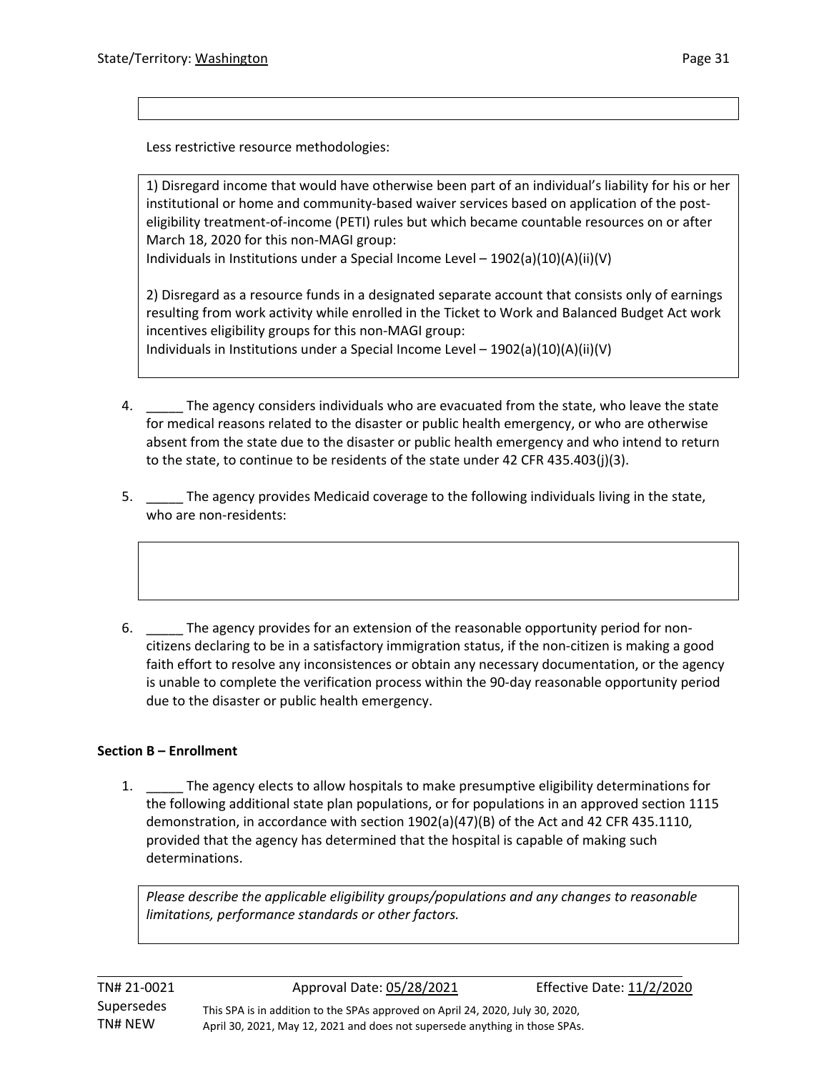Less restrictive resource methodologies:

1) Disregard income that would have otherwise been part of an individual's liability for his or her institutional or home and community-based waiver services based on application of the post-eligibility treatment-of-income (PETI) rules but which became countable resources on or after March 18, 2020 for this non-MAGI group:
Individuals in Institutions under a Special Income Level – 1902(a)(10)(A)(ii)(V)

2) Disregard as a resource funds in a designated separate account that consists only of earnings resulting from work activity while enrolled in the Ticket to Work and Balanced Budget Act work incentives eligibility groups for this non-MAGI group:
Individuals in Institutions under a Special Income Level – 1902(a)(10)(A)(ii)(V)

4. _____ The agency considers individuals who are evacuated from the state, who leave the state for medical reasons related to the disaster or public health emergency, or who are otherwise absent from the state due to the disaster or public health emergency and who intend to return to the state, to continue to be residents of the state under 42 CFR 435.403(j)(3).

5. _____ The agency provides Medicaid coverage to the following individuals living in the state, who are non-residents:

6. _____ The agency provides for an extension of the reasonable opportunity period for non-citizens declaring to be in a satisfactory immigration status, if the non-citizen is making a good faith effort to resolve any inconsistences or obtain any necessary documentation, or the agency is unable to complete the verification process within the 90-day reasonable opportunity period due to the disaster or public health emergency.

**Section B – Enrollment**

1. _____ The agency elects to allow hospitals to make presumptive eligibility determinations for the following additional state plan populations, or for populations in an approved section 1115 demonstration, in accordance with section 1902(a)(47)(B) of the Act and 42 CFR 435.1110, provided that the agency has determined that the hospital is capable of making such determinations.

*Please describe the applicable eligibility groups/populations and any changes to reasonable limitations, performance standards or other factors.*

TN# 21-0021 Approval Date: 05/28/2021 Effective Date: 11/2/2020
Supersedes TN# NEW

This SPA is in addition to the SPAs approved on April 24, 2020, July 30, 2020, April 30, 2021, May 12, 2021 and does not supersede anything in those SPAs.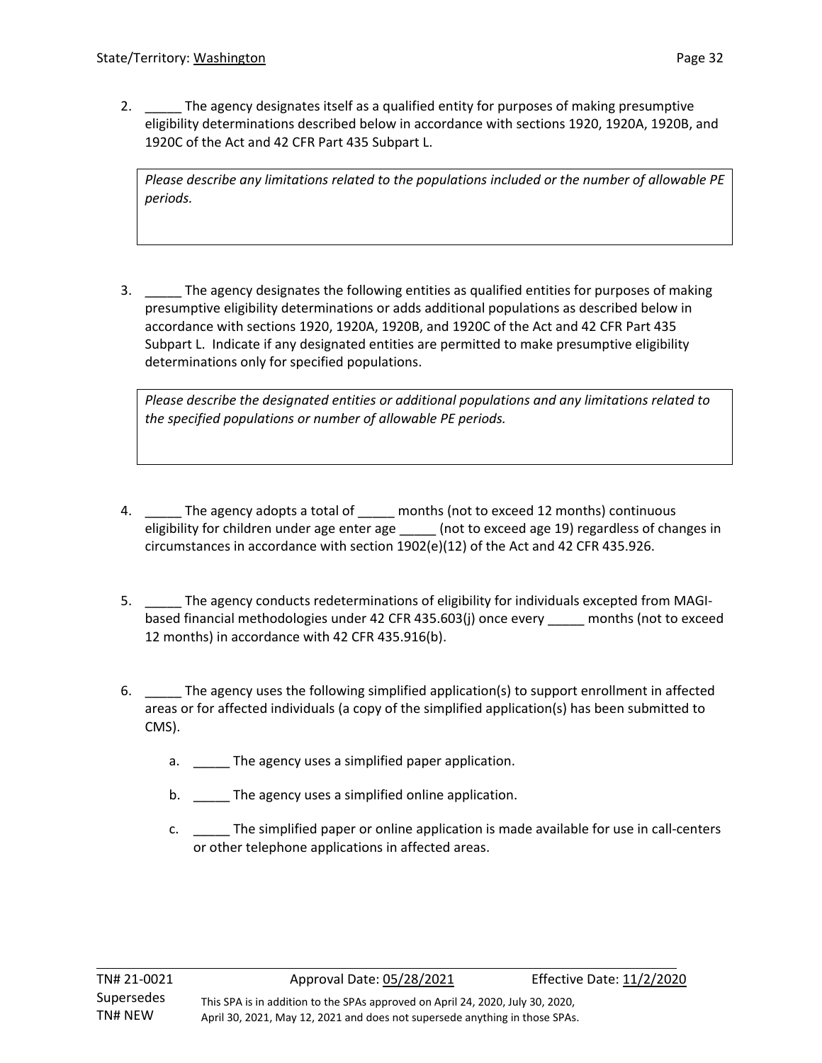2. _____ The agency designates itself as a qualified entity for purposes of making presumptive eligibility determinations described below in accordance with sections 1920, 1920A, 1920B, and 1920C of the Act and 42 CFR Part 435 Subpart L.

   | *Please describe any limitations related to the populations included or the number of allowable PE periods.* |
   |---|

3. _____ The agency designates the following entities as qualified entities for purposes of making presumptive eligibility determinations or adds additional populations as described below in accordance with sections 1920, 1920A, 1920B, and 1920C of the Act and 42 CFR Part 435 Subpart L. Indicate if any designated entities are permitted to make presumptive eligibility determinations only for specified populations.

   | *Please describe the designated entities or additional populations and any limitations related to the specified populations or number of allowable PE periods.* |
   |---|

4. _____ The agency adopts a total of _____ months (not to exceed 12 months) continuous eligibility for children under age enter age _____ (not to exceed age 19) regardless of changes in circumstances in accordance with section 1902(e)(12) of the Act and 42 CFR 435.926.

5. _____ The agency conducts redeterminations of eligibility for individuals excepted from MAGI-based financial methodologies under 42 CFR 435.603(j) once every _____ months (not to exceed 12 months) in accordance with 42 CFR 435.916(b).

6. _____ The agency uses the following simplified application(s) to support enrollment in affected areas or for affected individuals (a copy of the simplified application(s) has been submitted to CMS).

   a. _____ The agency uses a simplified paper application.

   b. _____ The agency uses a simplified online application.

   c. _____ The simplified paper or online application is made available for use in call-centers or other telephone applications in affected areas.

TN# 21-0021 Approval Date: 05/28/2021 Effective Date: 11/2/2020

Supersedes TN# NEW

This SPA is in addition to the SPAs approved on April 24, 2020, July 30, 2020, April 30, 2021, May 12, 2021 and does not supersede anything in those SPAs.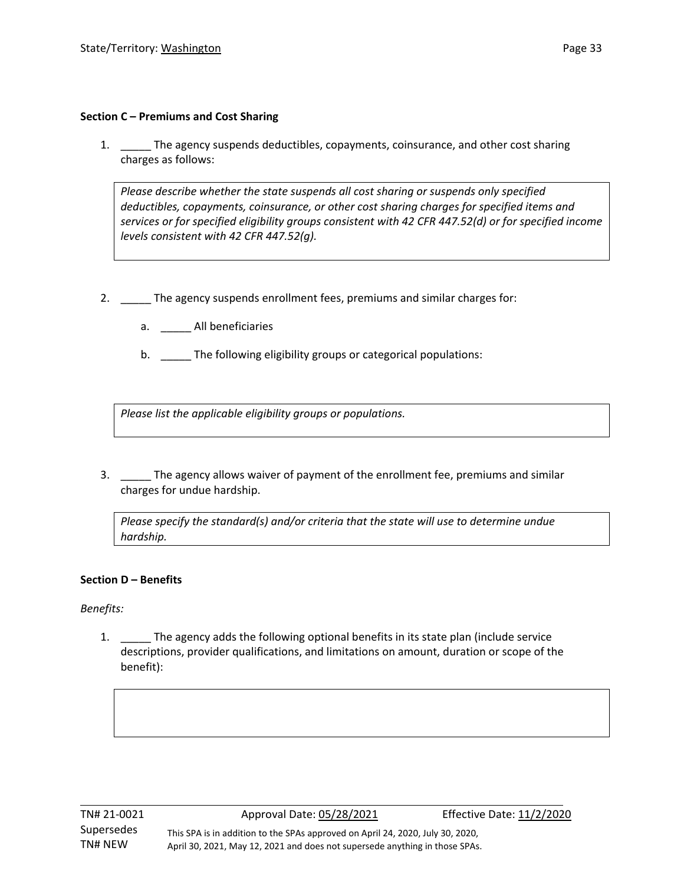### Section C – Premiums and Cost Sharing

1. _____ The agency suspends deductibles, copayments, coinsurance, and other cost sharing charges as follows:

| *Please describe whether the state suspends all cost sharing or suspends only specified deductibles, copayments, coinsurance, or other cost sharing charges for specified items and services or for specified eligibility groups consistent with 42 CFR 447.52(d) or for specified income levels consistent with 42 CFR 447.52(g).* |
|---|

2. _____ The agency suspends enrollment fees, premiums and similar charges for:

   a. _____ All beneficiaries

   b. _____ The following eligibility groups or categorical populations:

| *Please list the applicable eligibility groups or populations.* |
|---|

3. _____ The agency allows waiver of payment of the enrollment fee, premiums and similar charges for undue hardship.

| *Please specify the standard(s) and/or criteria that the state will use to determine undue hardship.* |
|---|

### Section D – Benefits

*Benefits:*

1. _____ The agency adds the following optional benefits in its state plan (include service descriptions, provider qualifications, and limitations on amount, duration or scope of the benefit):

| |
|---|

TN# 21-0021 Supersedes TN# NEW Approval Date: 05/28/2021 Effective Date: 11/2/2020

This SPA is in addition to the SPAs approved on April 24, 2020, July 30, 2020, April 30, 2021, May 12, 2021 and does not supersede anything in those SPAs.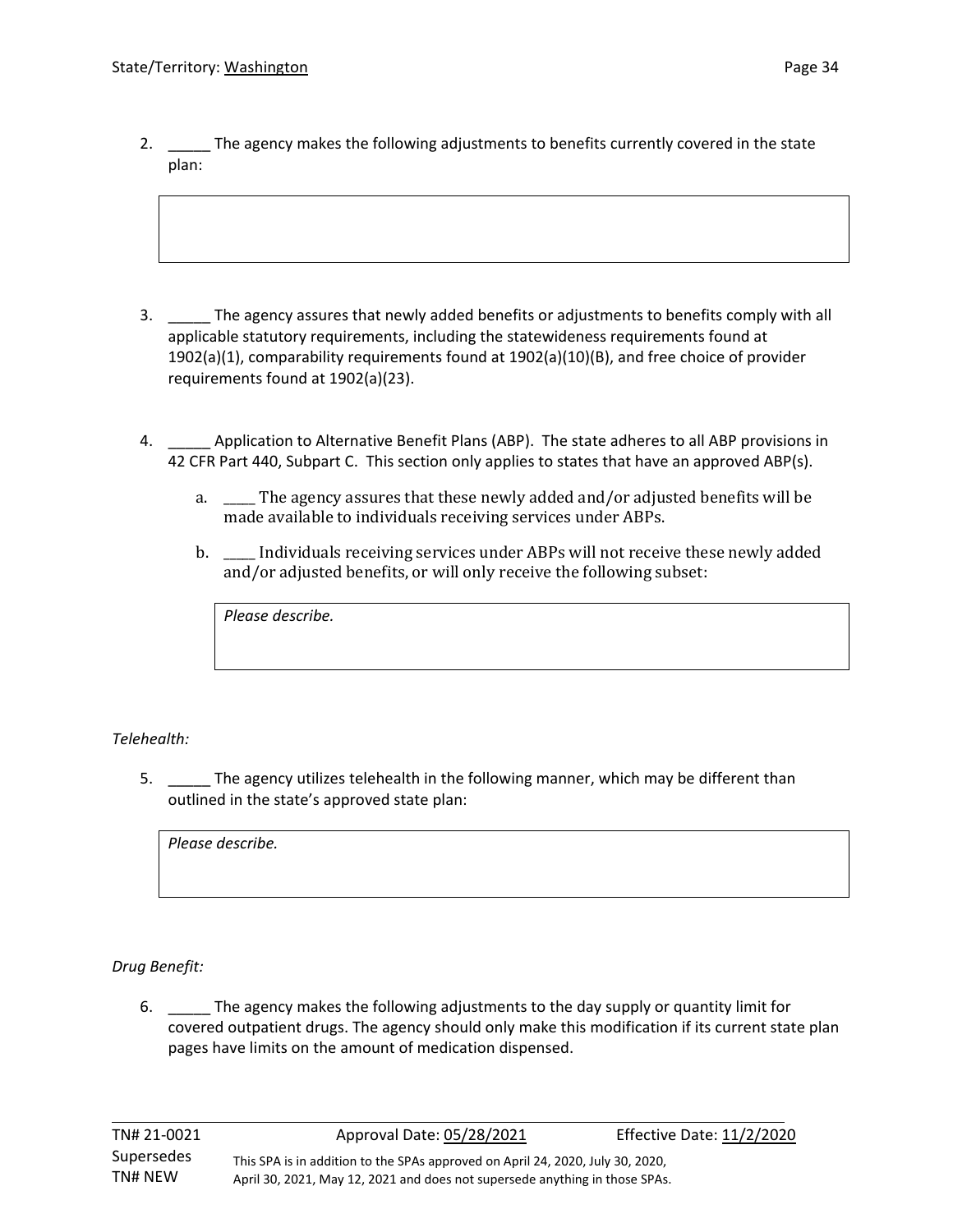2. _____ The agency makes the following adjustments to benefits currently covered in the state plan:

| |
|---|
| |

3. _____ The agency assures that newly added benefits or adjustments to benefits comply with all applicable statutory requirements, including the statewideness requirements found at 1902(a)(1), comparability requirements found at 1902(a)(10)(B), and free choice of provider requirements found at 1902(a)(23).

4. _____ Application to Alternative Benefit Plans (ABP). The state adheres to all ABP provisions in 42 CFR Part 440, Subpart C. This section only applies to states that have an approved ABP(s).

   a. ____ The agency assures that these newly added and/or adjusted benefits will be made available to individuals receiving services under ABPs.

   b. ____ Individuals receiving services under ABPs will not receive these newly added and/or adjusted benefits, or will only receive the following subset:

   | *Please describe.* |
   |---|

*Telehealth:*

5. _____ The agency utilizes telehealth in the following manner, which may be different than outlined in the state's approved state plan:

| *Please describe.* |
|---|

*Drug Benefit:*

6. _____ The agency makes the following adjustments to the day supply or quantity limit for covered outpatient drugs. The agency should only make this modification if its current state plan pages have limits on the amount of medication dispensed.

TN# 21-0021 Approval Date: 05/28/2021 Effective Date: 11/2/2020

Supersedes TN# NEW

This SPA is in addition to the SPAs approved on April 24, 2020, July 30, 2020, April 30, 2021, May 12, 2021 and does not supersede anything in those SPAs.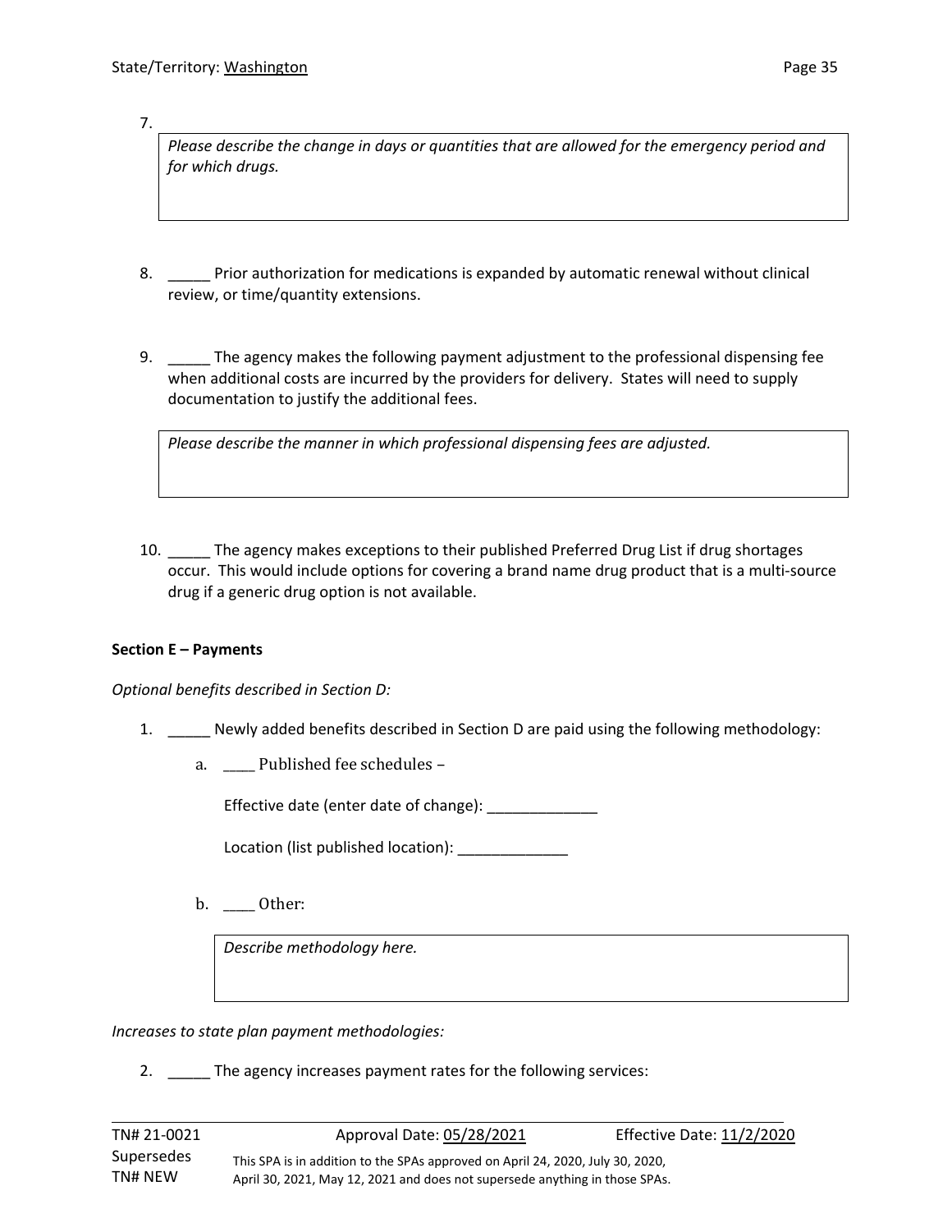7.

> *Please describe the change in days or quantities that are allowed for the emergency period and for which drugs.*

8. _____ Prior authorization for medications is expanded by automatic renewal without clinical review, or time/quantity extensions.

9. _____ The agency makes the following payment adjustment to the professional dispensing fee when additional costs are incurred by the providers for delivery. States will need to supply documentation to justify the additional fees.

> *Please describe the manner in which professional dispensing fees are adjusted.*

10. _____ The agency makes exceptions to their published Preferred Drug List if drug shortages occur. This would include options for covering a brand name drug product that is a multi-source drug if a generic drug option is not available.

**Section E – Payments**

*Optional benefits described in Section D:*

1. _____ Newly added benefits described in Section D are paid using the following methodology:

   a. ____ Published fee schedules –

      Effective date (enter date of change): _____________

      Location (list published location): _____________

   b. ____ Other:

      > *Describe methodology here.*

*Increases to state plan payment methodologies:*

2. _____ The agency increases payment rates for the following services:

TN# 21-0021 Supersedes TN# NEW | Approval Date: 05/28/2021 | Effective Date: 11/2/2020

This SPA is in addition to the SPAs approved on April 24, 2020, July 30, 2020, April 30, 2021, May 12, 2021 and does not supersede anything in those SPAs.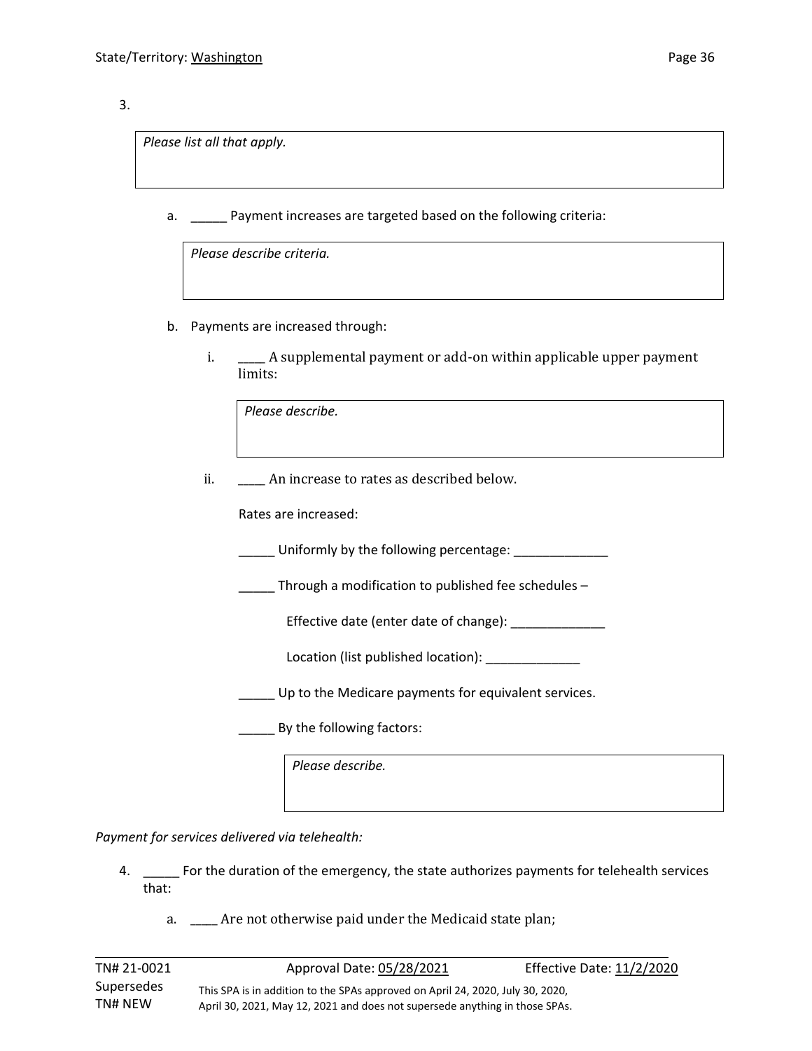3.

> *Please list all that apply.*

a. _____ Payment increases are targeted based on the following criteria:

> *Please describe criteria.*

b. Payments are increased through:

i. ____ A supplemental payment or add-on within applicable upper payment limits:

> *Please describe.*

ii. ____ An increase to rates as described below.

Rates are increased:

_____ Uniformly by the following percentage: _____________

_____ Through a modification to published fee schedules –

Effective date (enter date of change): _____________

Location (list published location): _____________

_____ Up to the Medicare payments for equivalent services.

_____ By the following factors:

> *Please describe.*

*Payment for services delivered via telehealth:*

4. _____ For the duration of the emergency, the state authorizes payments for telehealth services that:

a. ____ Are not otherwise paid under the Medicaid state plan;

TN# 21-0021 Approval Date: 05/28/2021 Effective Date: 11/2/2020

Supersedes TN# NEW

This SPA is in addition to the SPAs approved on April 24, 2020, July 30, 2020, April 30, 2021, May 12, 2021 and does not supersede anything in those SPAs.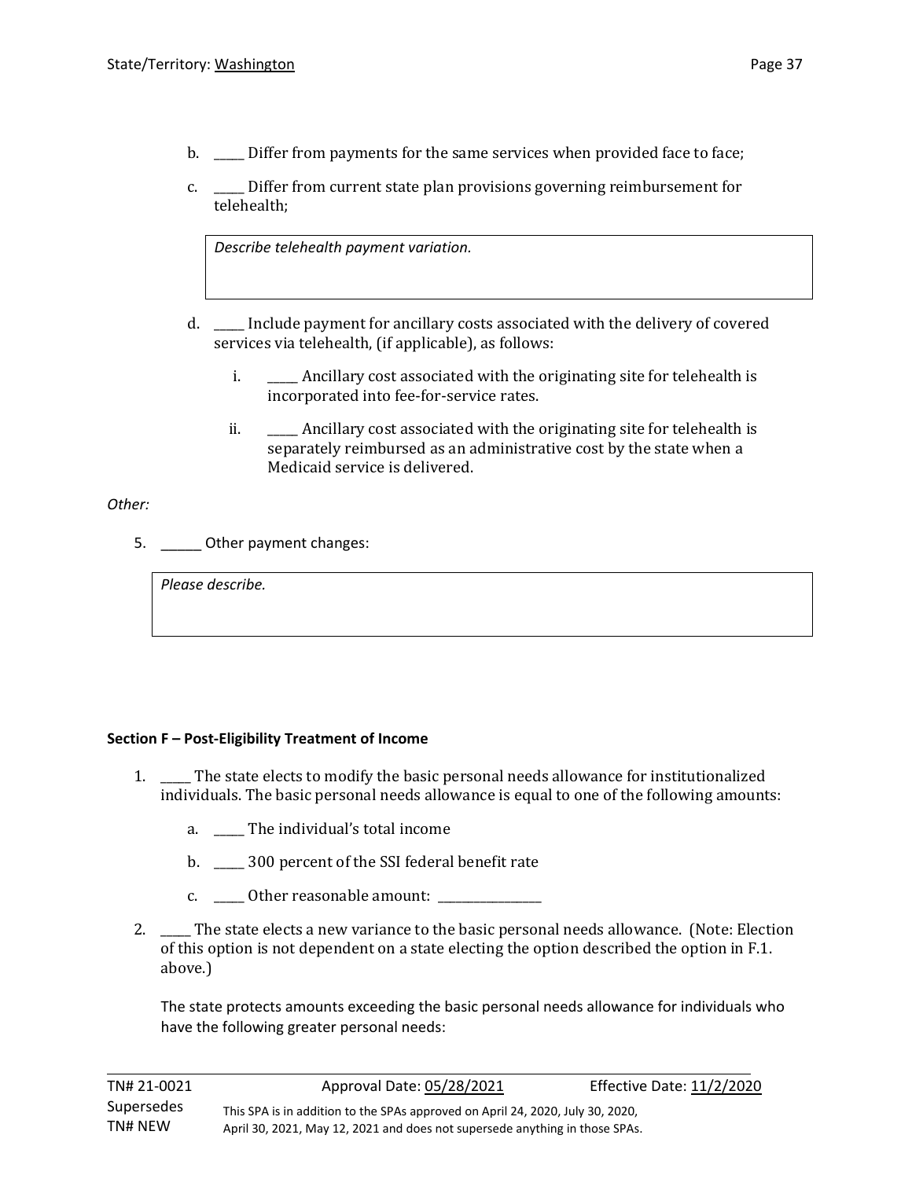b. _____ Differ from payments for the same services when provided face to face;

c. _____ Differ from current state plan provisions governing reimbursement for telehealth;

| *Describe telehealth payment variation.* |
| --- |

d. _____ Include payment for ancillary costs associated with the delivery of covered services via telehealth, (if applicable), as follows:

   i. _____ Ancillary cost associated with the originating site for telehealth is incorporated into fee-for-service rates.

   ii. _____ Ancillary cost associated with the originating site for telehealth is separately reimbursed as an administrative cost by the state when a Medicaid service is delivered.

*Other:*

5. ______ Other payment changes:

| *Please describe.* |
| --- |

**Section F – Post-Eligibility Treatment of Income**

1. _____ The state elects to modify the basic personal needs allowance for institutionalized individuals. The basic personal needs allowance is equal to one of the following amounts:

   a. _____ The individual's total income

   b. _____ 300 percent of the SSI federal benefit rate

   c. _____ Other reasonable amount: _______________

2. _____ The state elects a new variance to the basic personal needs allowance. (Note: Election of this option is not dependent on a state electing the option described the option in F.1. above.)

   The state protects amounts exceeding the basic personal needs allowance for individuals who have the following greater personal needs:

TN# 21-0021 Supersedes TN# NEW | Approval Date: 05/28/2021 | Effective Date: 11/2/2020

This SPA is in addition to the SPAs approved on April 24, 2020, July 30, 2020, April 30, 2021, May 12, 2021 and does not supersede anything in those SPAs.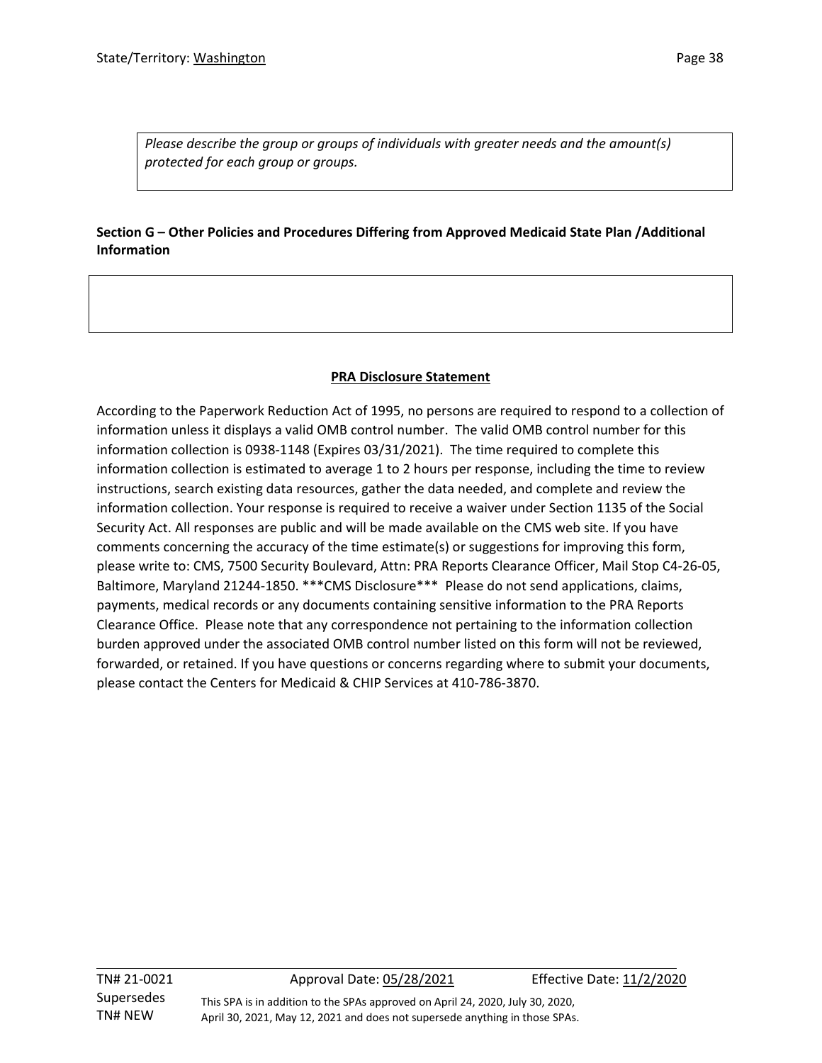*Please describe the group or groups of individuals with greater needs and the amount(s) protected for each group or groups.*

**Section G – Other Policies and Procedures Differing from Approved Medicaid State Plan /Additional Information**

**PRA Disclosure Statement**

According to the Paperwork Reduction Act of 1995, no persons are required to respond to a collection of information unless it displays a valid OMB control number. The valid OMB control number for this information collection is 0938-1148 (Expires 03/31/2021). The time required to complete this information collection is estimated to average 1 to 2 hours per response, including the time to review instructions, search existing data resources, gather the data needed, and complete and review the information collection. Your response is required to receive a waiver under Section 1135 of the Social Security Act. All responses are public and will be made available on the CMS web site. If you have comments concerning the accuracy of the time estimate(s) or suggestions for improving this form, please write to: CMS, 7500 Security Boulevard, Attn: PRA Reports Clearance Officer, Mail Stop C4-26-05, Baltimore, Maryland 21244-1850. ***CMS Disclosure*** Please do not send applications, claims, payments, medical records or any documents containing sensitive information to the PRA Reports Clearance Office. Please note that any correspondence not pertaining to the information collection burden approved under the associated OMB control number listed on this form will not be reviewed, forwarded, or retained. If you have questions or concerns regarding where to submit your documents, please contact the Centers for Medicaid & CHIP Services at 410-786-3870.

TN# 21-0021 Approval Date: 05/28/2021 Effective Date: 11/2/2020

Supersedes TN# NEW

This SPA is in addition to the SPAs approved on April 24, 2020, July 30, 2020, April 30, 2021, May 12, 2021 and does not supersede anything in those SPAs.